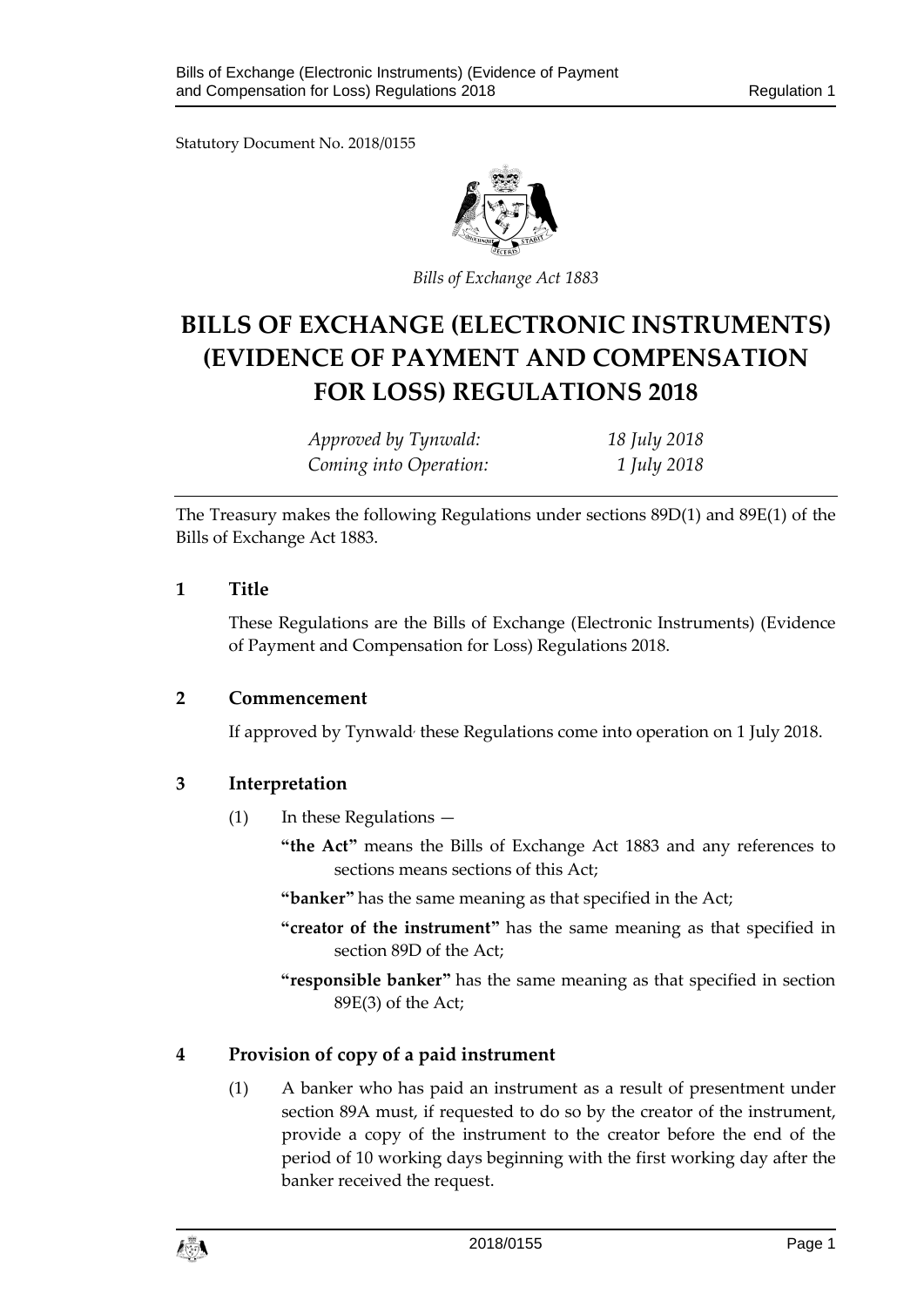Statutory Document No. 2018/0155

*Bills of Exchange Act 1883*

# BILLS OF EXCHANGE (ELECTRONIC INSTRUMENTS) (EVIDENCE OF PAYMENT AND COMPENSATION FOR LOSS) REGULATIONS 2018

| | |
|---|---|
| *Approved by Tynwald:* | *18 July 2018* |
| *Coming into Operation:* | *1 July 2018* |

The Treasury makes the following Regulations under sections 89D(1) and 89E(1) of the Bills of Exchange Act 1883.

## 1 Title

These Regulations are the Bills of Exchange (Electronic Instruments) (Evidence of Payment and Compensation for Loss) Regulations 2018.

## 2 Commencement

If approved by Tynwald, these Regulations come into operation on 1 July 2018.

## 3 Interpretation

(1) In these Regulations —

**"the Act"** means the Bills of Exchange Act 1883 and any references to sections means sections of this Act;

**"banker"** has the same meaning as that specified in the Act;

**"creator of the instrument"** has the same meaning as that specified in section 89D of the Act;

**"responsible banker"** has the same meaning as that specified in section 89E(3) of the Act;

## 4 Provision of copy of a paid instrument

(1) A banker who has paid an instrument as a result of presentment under section 89A must, if requested to do so by the creator of the instrument, provide a copy of the instrument to the creator before the end of the period of 10 working days beginning with the first working day after the banker received the request.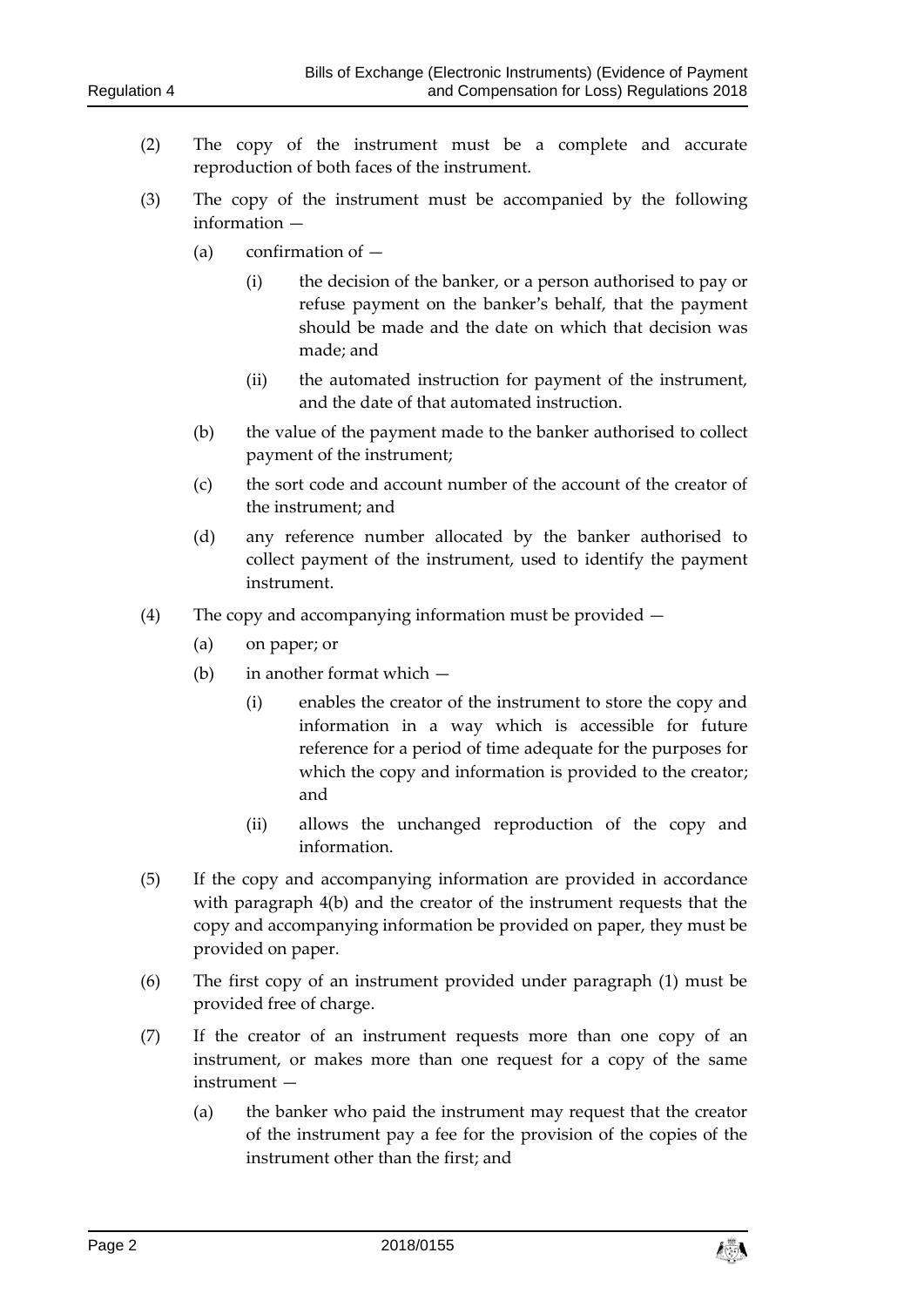(2) The copy of the instrument must be a complete and accurate reproduction of both faces of the instrument.

(3) The copy of the instrument must be accompanied by the following information —

(a) confirmation of —

(i) the decision of the banker, or a person authorised to pay or refuse payment on the banker's behalf, that the payment should be made and the date on which that decision was made; and

(ii) the automated instruction for payment of the instrument, and the date of that automated instruction.

(b) the value of the payment made to the banker authorised to collect payment of the instrument;

(c) the sort code and account number of the account of the creator of the instrument; and

(d) any reference number allocated by the banker authorised to collect payment of the instrument, used to identify the payment instrument.

(4) The copy and accompanying information must be provided —

(a) on paper; or

(b) in another format which —

(i) enables the creator of the instrument to store the copy and information in a way which is accessible for future reference for a period of time adequate for the purposes for which the copy and information is provided to the creator; and

(ii) allows the unchanged reproduction of the copy and information.

(5) If the copy and accompanying information are provided in accordance with paragraph 4(b) and the creator of the instrument requests that the copy and accompanying information be provided on paper, they must be provided on paper.

(6) The first copy of an instrument provided under paragraph (1) must be provided free of charge.

(7) If the creator of an instrument requests more than one copy of an instrument, or makes more than one request for a copy of the same instrument —

(a) the banker who paid the instrument may request that the creator of the instrument pay a fee for the provision of the copies of the instrument other than the first; and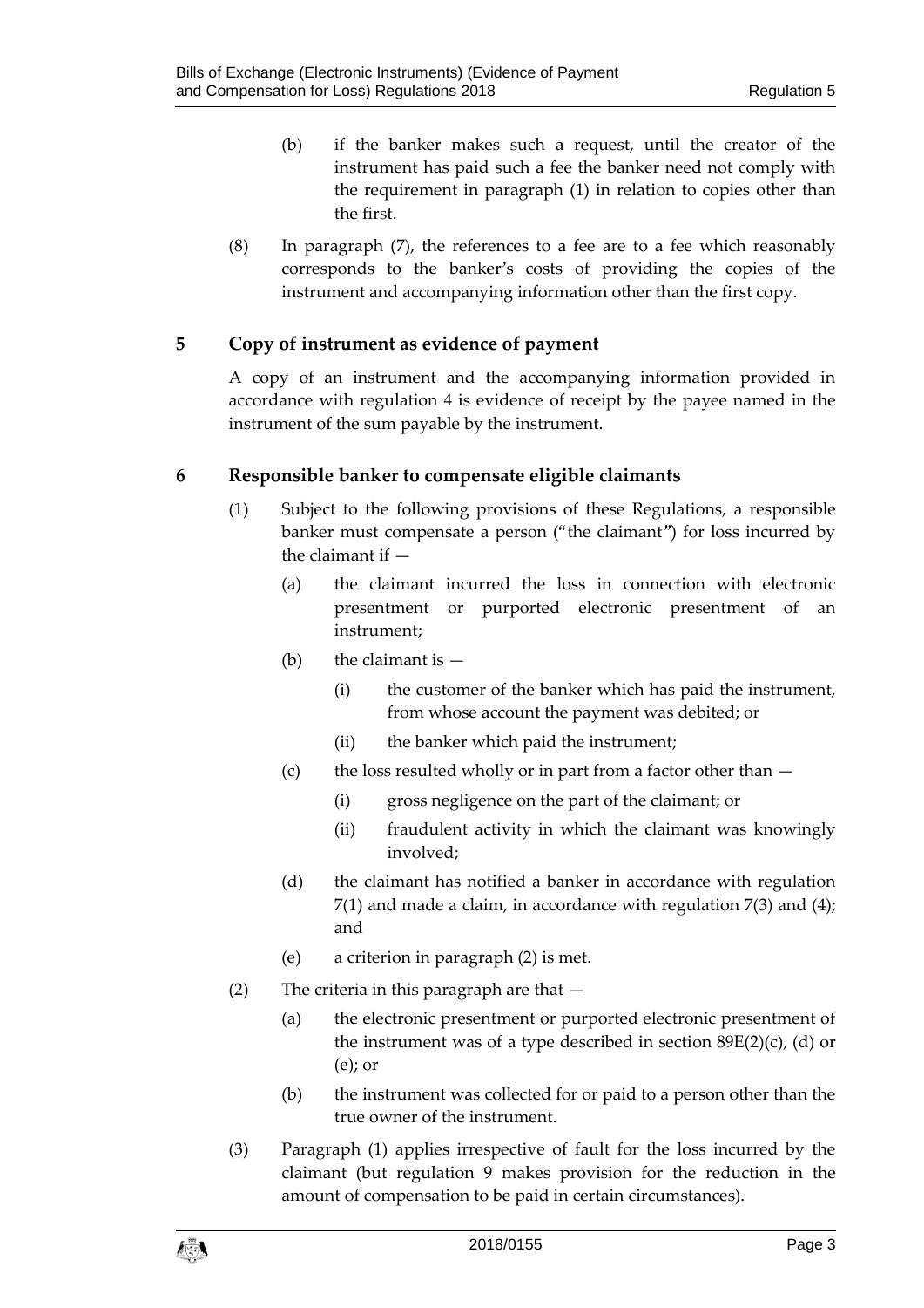(b) if the banker makes such a request, until the creator of the instrument has paid such a fee the banker need not comply with the requirement in paragraph (1) in relation to copies other than the first.

(8) In paragraph (7), the references to a fee are to a fee which reasonably corresponds to the banker's costs of providing the copies of the instrument and accompanying information other than the first copy.

## 5 Copy of instrument as evidence of payment

A copy of an instrument and the accompanying information provided in accordance with regulation 4 is evidence of receipt by the payee named in the instrument of the sum payable by the instrument.

## 6 Responsible banker to compensate eligible claimants

(1) Subject to the following provisions of these Regulations, a responsible banker must compensate a person ("the claimant") for loss incurred by the claimant if —

(a) the claimant incurred the loss in connection with electronic presentment or purported electronic presentment of an instrument;

(b) the claimant is —

(i) the customer of the banker which has paid the instrument, from whose account the payment was debited; or

(ii) the banker which paid the instrument;

(c) the loss resulted wholly or in part from a factor other than —

(i) gross negligence on the part of the claimant; or

(ii) fraudulent activity in which the claimant was knowingly involved;

(d) the claimant has notified a banker in accordance with regulation 7(1) and made a claim, in accordance with regulation 7(3) and (4); and

(e) a criterion in paragraph (2) is met.

(2) The criteria in this paragraph are that —

(a) the electronic presentment or purported electronic presentment of the instrument was of a type described in section 89E(2)(c), (d) or (e); or

(b) the instrument was collected for or paid to a person other than the true owner of the instrument.

(3) Paragraph (1) applies irrespective of fault for the loss incurred by the claimant (but regulation 9 makes provision for the reduction in the amount of compensation to be paid in certain circumstances).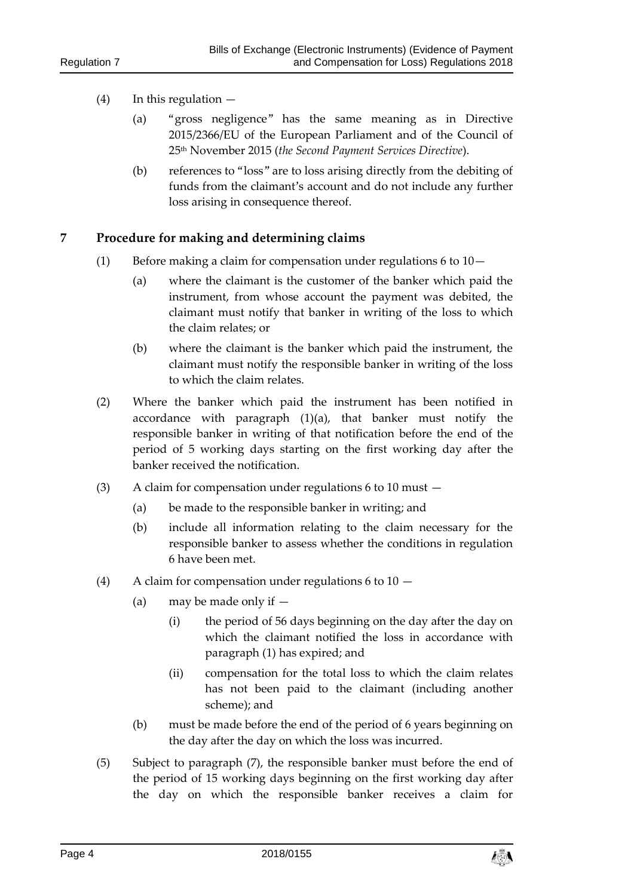(4) In this regulation —

(a) "gross negligence" has the same meaning as in Directive 2015/2366/EU of the European Parliament and of the Council of 25th November 2015 (*the Second Payment Services Directive*).

(b) references to "loss" are to loss arising directly from the debiting of funds from the claimant's account and do not include any further loss arising in consequence thereof.

## 7 Procedure for making and determining claims

(1) Before making a claim for compensation under regulations 6 to 10—

(a) where the claimant is the customer of the banker which paid the instrument, from whose account the payment was debited, the claimant must notify that banker in writing of the loss to which the claim relates; or

(b) where the claimant is the banker which paid the instrument, the claimant must notify the responsible banker in writing of the loss to which the claim relates.

(2) Where the banker which paid the instrument has been notified in accordance with paragraph (1)(a), that banker must notify the responsible banker in writing of that notification before the end of the period of 5 working days starting on the first working day after the banker received the notification.

(3) A claim for compensation under regulations 6 to 10 must —

(a) be made to the responsible banker in writing; and

(b) include all information relating to the claim necessary for the responsible banker to assess whether the conditions in regulation 6 have been met.

(4) A claim for compensation under regulations 6 to 10 —

(a) may be made only if —

(i) the period of 56 days beginning on the day after the day on which the claimant notified the loss in accordance with paragraph (1) has expired; and

(ii) compensation for the total loss to which the claim relates has not been paid to the claimant (including another scheme); and

(b) must be made before the end of the period of 6 years beginning on the day after the day on which the loss was incurred.

(5) Subject to paragraph (7), the responsible banker must before the end of the period of 15 working days beginning on the first working day after the day on which the responsible banker receives a claim for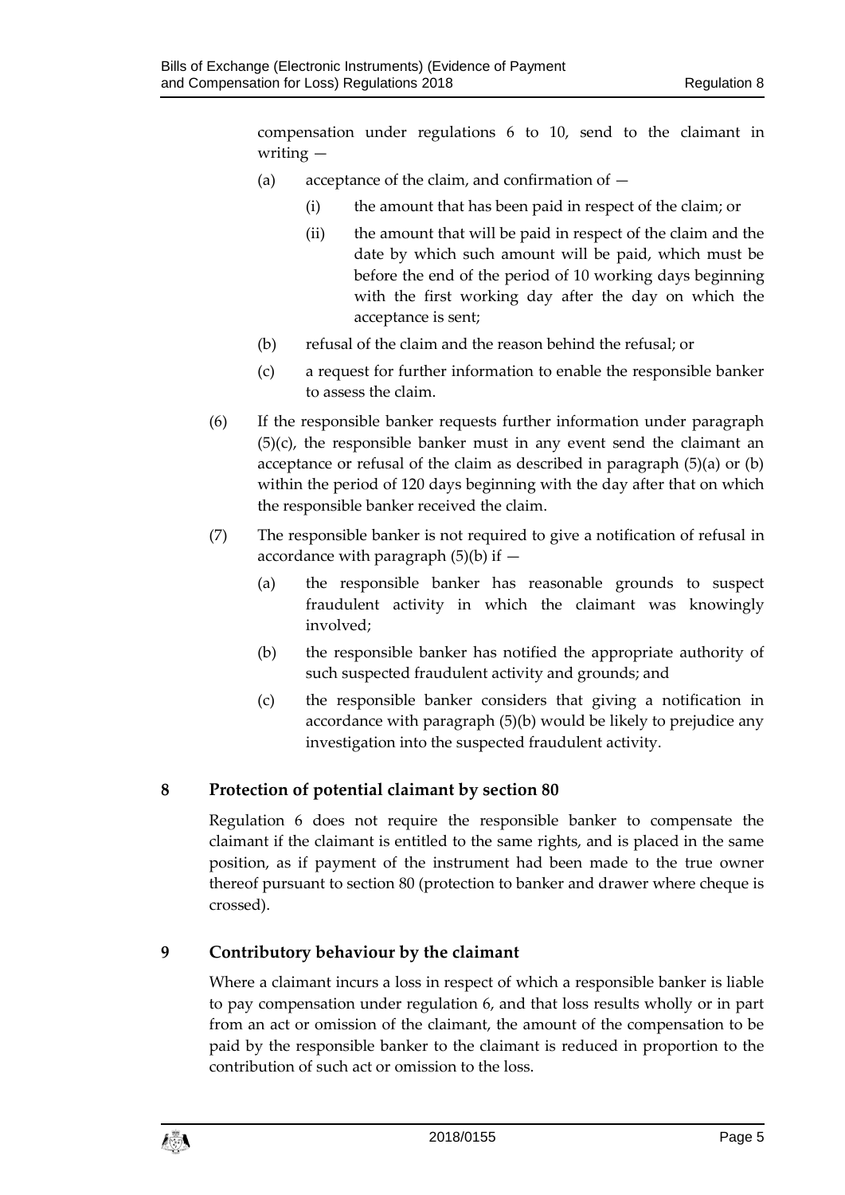compensation under regulations 6 to 10, send to the claimant in writing —

(a) acceptance of the claim, and confirmation of —

(i) the amount that has been paid in respect of the claim; or

(ii) the amount that will be paid in respect of the claim and the date by which such amount will be paid, which must be before the end of the period of 10 working days beginning with the first working day after the day on which the acceptance is sent;

(b) refusal of the claim and the reason behind the refusal; or

(c) a request for further information to enable the responsible banker to assess the claim.

(6) If the responsible banker requests further information under paragraph (5)(c), the responsible banker must in any event send the claimant an acceptance or refusal of the claim as described in paragraph (5)(a) or (b) within the period of 120 days beginning with the day after that on which the responsible banker received the claim.

(7) The responsible banker is not required to give a notification of refusal in accordance with paragraph (5)(b) if —

(a) the responsible banker has reasonable grounds to suspect fraudulent activity in which the claimant was knowingly involved;

(b) the responsible banker has notified the appropriate authority of such suspected fraudulent activity and grounds; and

(c) the responsible banker considers that giving a notification in accordance with paragraph (5)(b) would be likely to prejudice any investigation into the suspected fraudulent activity.

## 8 Protection of potential claimant by section 80

Regulation 6 does not require the responsible banker to compensate the claimant if the claimant is entitled to the same rights, and is placed in the same position, as if payment of the instrument had been made to the true owner thereof pursuant to section 80 (protection to banker and drawer where cheque is crossed).

## 9 Contributory behaviour by the claimant

Where a claimant incurs a loss in respect of which a responsible banker is liable to pay compensation under regulation 6, and that loss results wholly or in part from an act or omission of the claimant, the amount of the compensation to be paid by the responsible banker to the claimant is reduced in proportion to the contribution of such act or omission to the loss.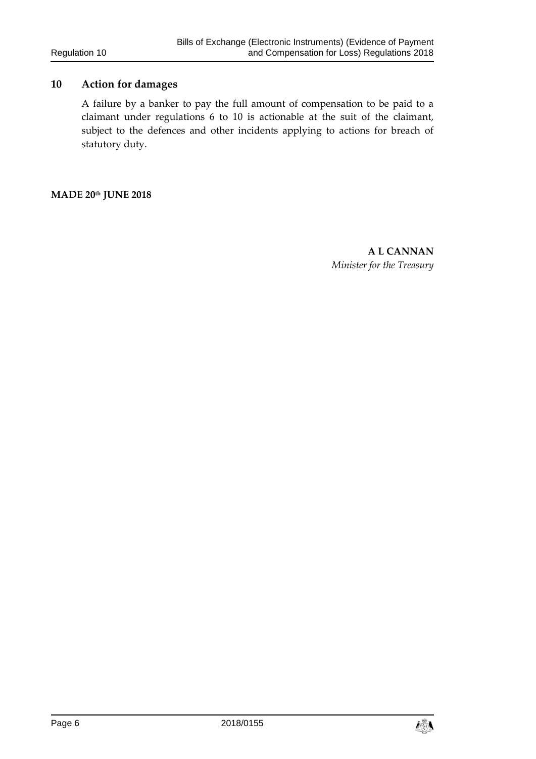## 10 Action for damages

A failure by a banker to pay the full amount of compensation to be paid to a claimant under regulations 6 to 10 is actionable at the suit of the claimant, subject to the defences and other incidents applying to actions for breach of statutory duty.

**MADE 20th JUNE 2018**

**A L CANNAN**
*Minister for the Treasury*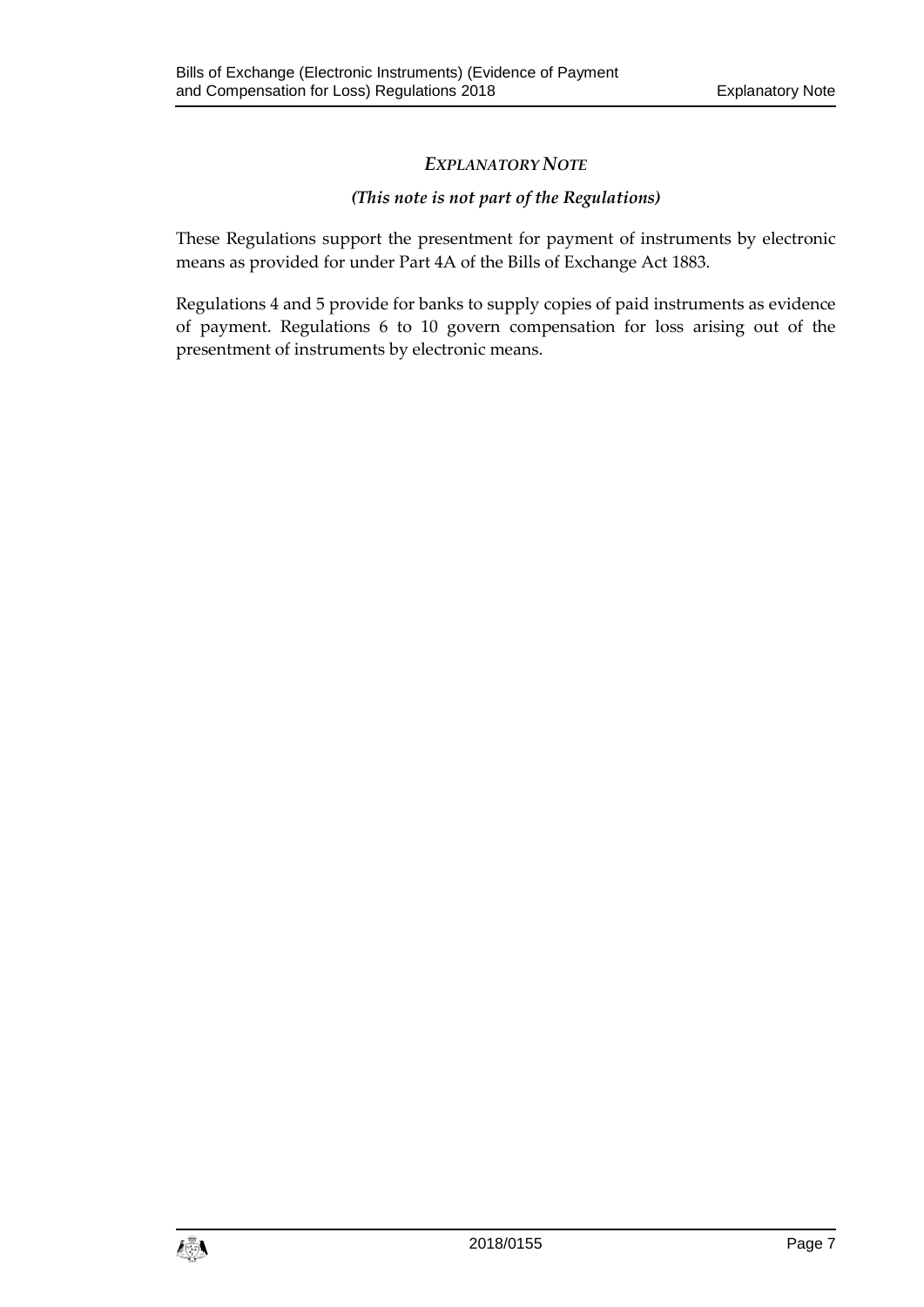## *EXPLANATORY NOTE*

*(This note is not part of the Regulations)*

These Regulations support the presentment for payment of instruments by electronic means as provided for under Part 4A of the Bills of Exchange Act 1883.

Regulations 4 and 5 provide for banks to supply copies of paid instruments as evidence of payment. Regulations 6 to 10 govern compensation for loss arising out of the presentment of instruments by electronic means.